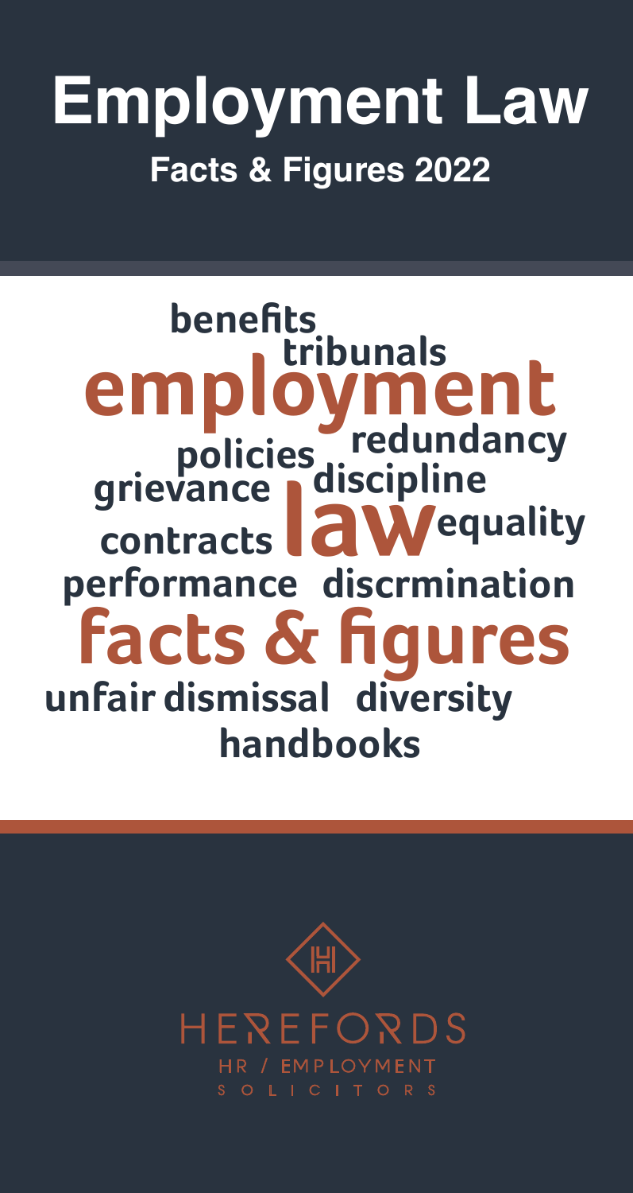# Employment Law

## Facts & Figures 2022

benefits tribunals employment redundancy policies grievance discipline contracts law equality performance discrmination facts & figures unfair dismissal diversity handbooks

HEREFORDS

HR / EMPLOYMENT

SOLICITORS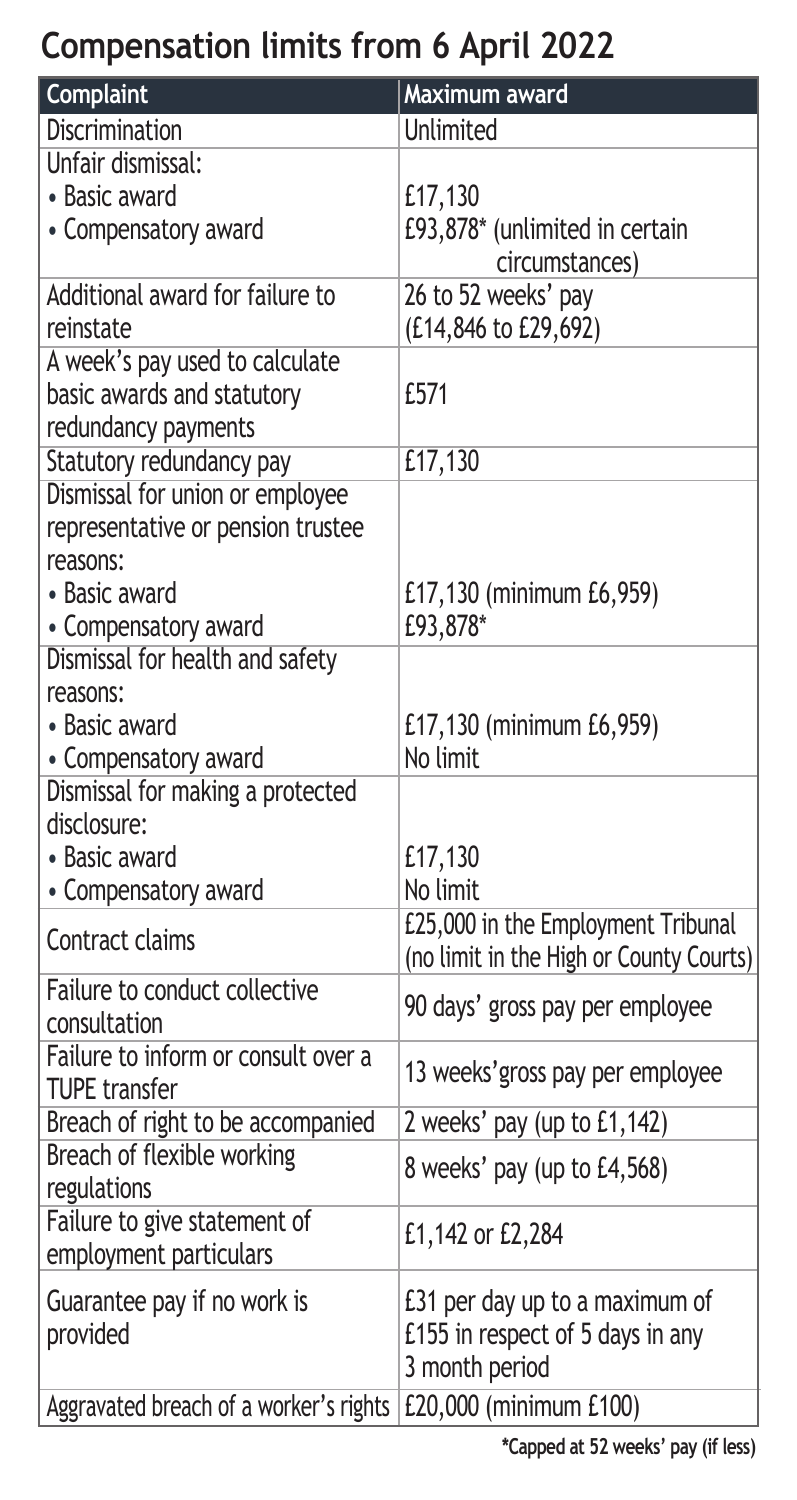## Compensation limits from 6 April 2022

| Complaint | Maximum award |
| --- | --- |
| Discrimination | Unlimited |
| Unfair dismissal: | |
| • Basic award | £17,130 |
| • Compensatory award | £93,878* (unlimited in certain circumstances) |
| Additional award for failure to reinstate | 26 to 52 weeks' pay (£14,846 to £29,692) |
| A week's pay used to calculate basic awards and statutory redundancy payments | £571 |
| Statutory redundancy pay | £17,130 |
| Dismissal for union or employee representative or pension trustee reasons: | |
| • Basic award | £17,130 (minimum £6,959) |
| • Compensatory award | £93,878* |
| Dismissal for health and safety reasons: | |
| • Basic award | £17,130 (minimum £6,959) |
| • Compensatory award | No limit |
| Dismissal for making a protected disclosure: | |
| • Basic award | £17,130 |
| • Compensatory award | No limit |
| Contract claims | £25,000 in the Employment Tribunal (no limit in the High or County Courts) |
| Failure to conduct collective consultation | 90 days' gross pay per employee |
| Failure to inform or consult over a TUPE transfer | 13 weeks'gross pay per employee |
| Breach of right to be accompanied | 2 weeks' pay (up to £1,142) |
| Breach of flexible working regulations | 8 weeks' pay (up to £4,568) |
| Failure to give statement of employment particulars | £1,142 or £2,284 |
| Guarantee pay if no work is provided | £31 per day up to a maximum of £155 in respect of 5 days in any 3 month period |
| Aggravated breach of a worker's rights | £20,000 (minimum £100) |

**\*Capped at 52 weeks' pay (if less)**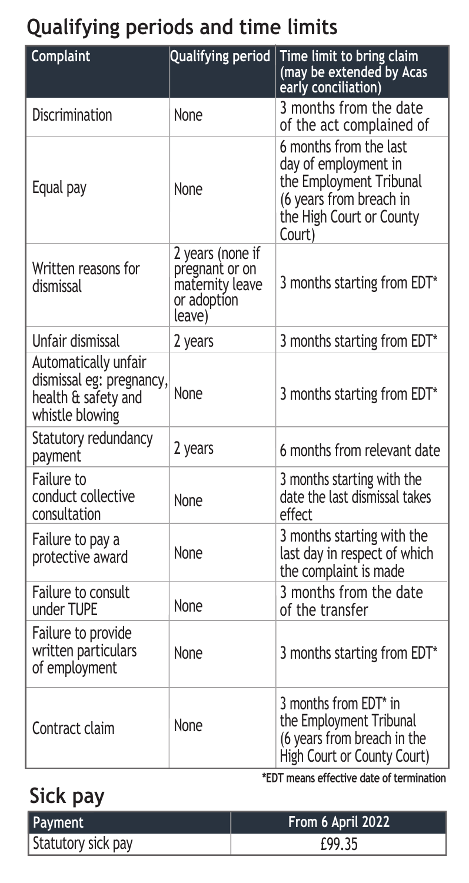## Qualifying periods and time limits

| Complaint | Qualifying period | Time limit to bring claim (may be extended by Acas early conciliation) |
| --- | --- | --- |
| Discrimination | None | 3 months from the date of the act complained of |
| Equal pay | None | 6 months from the last day of employment in the Employment Tribunal (6 years from breach in the High Court or County Court) |
| Written reasons for dismissal | 2 years (none if pregnant or on maternity leave or adoption leave) | 3 months starting from EDT* |
| Unfair dismissal | 2 years | 3 months starting from EDT* |
| Automatically unfair dismissal eg: pregnancy, health & safety and whistle blowing | None | 3 months starting from EDT* |
| Statutory redundancy payment | 2 years | 6 months from relevant date |
| Failure to conduct collective consultation | None | 3 months starting with the date the last dismissal takes effect |
| Failure to pay a protective award | None | 3 months starting with the last day in respect of which the complaint is made |
| Failure to consult under TUPE | None | 3 months from the date of the transfer |
| Failure to provide written particulars of employment | None | 3 months starting from EDT* |
| Contract claim | None | 3 months from EDT* in the Employment Tribunal (6 years from breach in the High Court or County Court) |

**\*EDT means effective date of termination**

## Sick pay

| Payment | From 6 April 2022 |
| --- | --- |
| Statutory sick pay | £99.35 |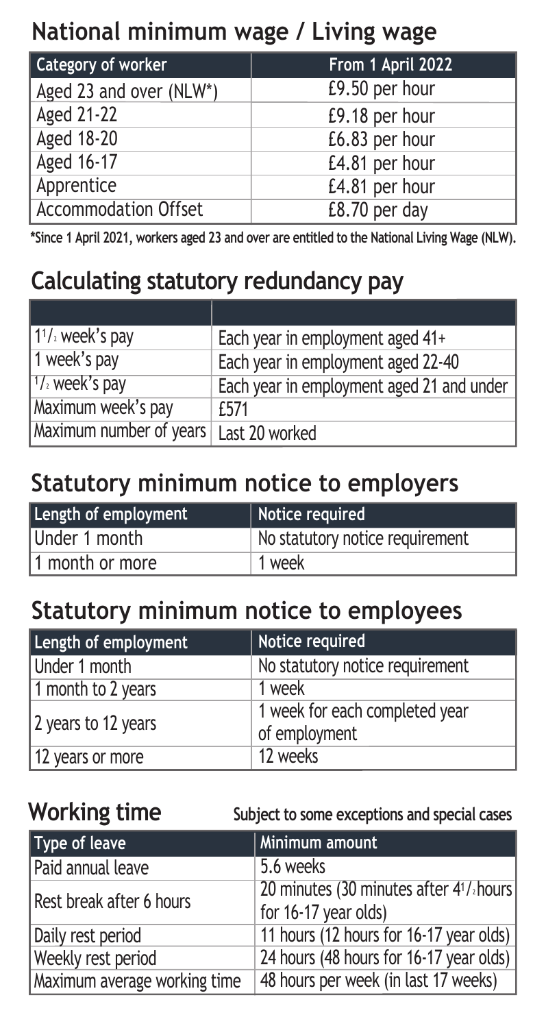## National minimum wage / Living wage

| Category of worker | From 1 April 2022 |
| --- | --- |
| Aged 23 and over (NLW*) | £9.50 per hour |
| Aged 21-22 | £9.18 per hour |
| Aged 18-20 | £6.83 per hour |
| Aged 16-17 | £4.81 per hour |
| Apprentice | £4.81 per hour |
| Accommodation Offset | £8.70 per day |

**\*Since 1 April 2021, workers aged 23 and over are entitled to the National Living Wage (NLW).**

## Calculating statutory redundancy pay

| | |
| --- | --- |
| 1½ week's pay | Each year in employment aged 41+ |
| 1 week's pay | Each year in employment aged 22-40 |
| ½ week's pay | Each year in employment aged 21 and under |
| Maximum week's pay | £571 |
| Maximum number of years | Last 20 worked |

## Statutory minimum notice to employers

| Length of employment | Notice required |
| --- | --- |
| Under 1 month | No statutory notice requirement |
| 1 month or more | 1 week |

## Statutory minimum notice to employees

| Length of employment | Notice required |
| --- | --- |
| Under 1 month | No statutory notice requirement |
| 1 month to 2 years | 1 week |
| 2 years to 12 years | 1 week for each completed year of employment |
| 12 years or more | 12 weeks |

## Working time

**Subject to some exceptions and special cases**

| Type of leave | Minimum amount |
| --- | --- |
| Paid annual leave | 5.6 weeks |
| Rest break after 6 hours | 20 minutes (30 minutes after 4½ hours for 16-17 year olds) |
| Daily rest period | 11 hours (12 hours for 16-17 year olds) |
| Weekly rest period | 24 hours (48 hours for 16-17 year olds) |
| Maximum average working time | 48 hours per week (in last 17 weeks) |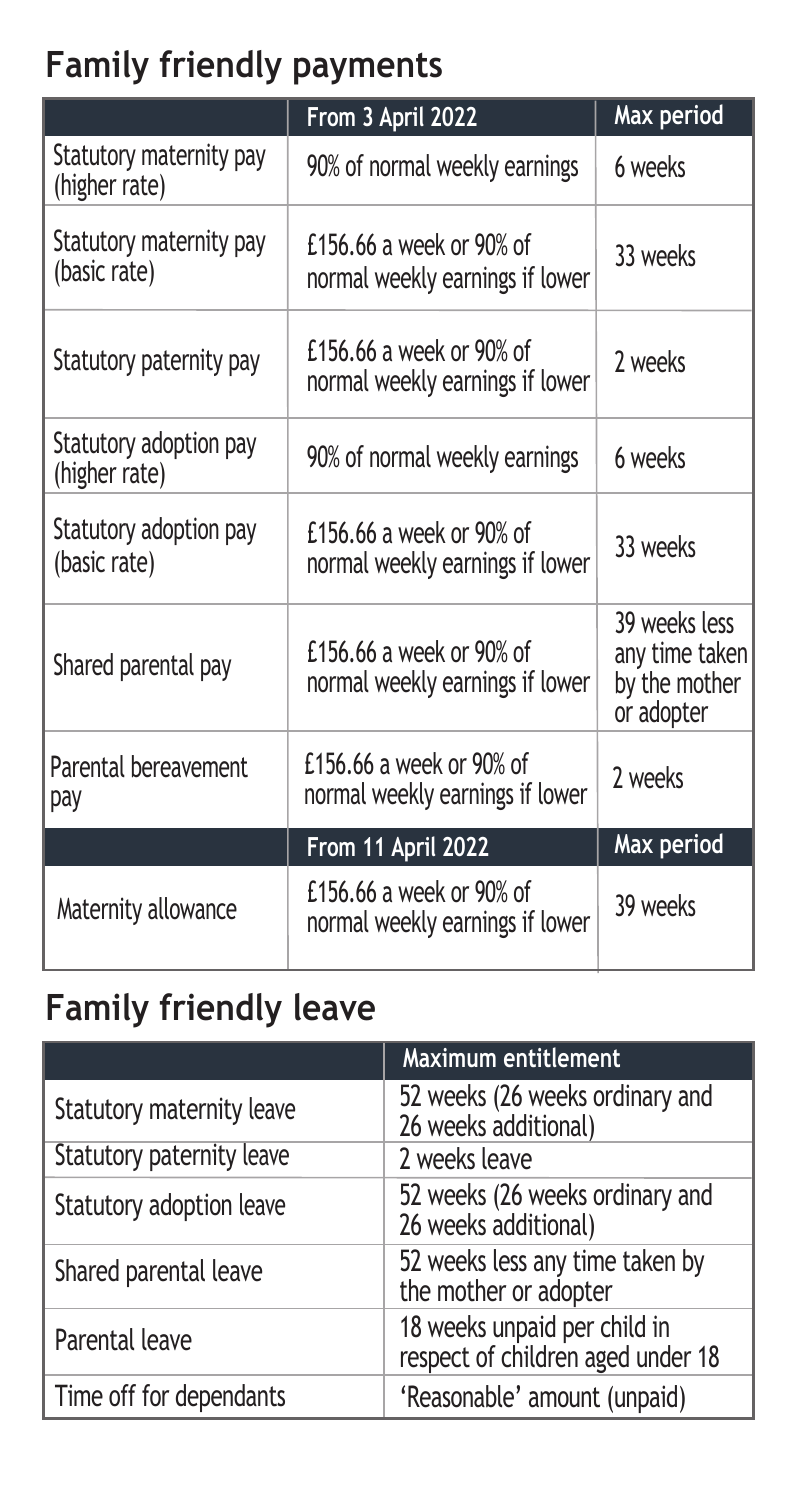## Family friendly payments

| | From 3 April 2022 | Max period |
|---|---|---|
| Statutory maternity pay (higher rate) | 90% of normal weekly earnings | 6 weeks |
| Statutory maternity pay (basic rate) | £156.66 a week or 90% of normal weekly earnings if lower | 33 weeks |
| Statutory paternity pay | £156.66 a week or 90% of normal weekly earnings if lower | 2 weeks |
| Statutory adoption pay (higher rate) | 90% of normal weekly earnings | 6 weeks |
| Statutory adoption pay (basic rate) | £156.66 a week or 90% of normal weekly earnings if lower | 33 weeks |
| Shared parental pay | £156.66 a week or 90% of normal weekly earnings if lower | 39 weeks less any time taken by the mother or adopter |
| Parental bereavement pay | £156.66 a week or 90% of normal weekly earnings if lower | 2 weeks |
| | **From 11 April 2022** | **Max period** |
| Maternity allowance | £156.66 a week or 90% of normal weekly earnings if lower | 39 weeks |

## Family friendly leave

| | Maximum entitlement |
|---|---|
| Statutory maternity leave | 52 weeks (26 weeks ordinary and 26 weeks additional) |
| Statutory paternity leave | 2 weeks leave |
| Statutory adoption leave | 52 weeks (26 weeks ordinary and 26 weeks additional) |
| Shared parental leave | 52 weeks less any time taken by the mother or adopter |
| Parental leave | 18 weeks unpaid per child in respect of children aged under 18 |
| Time off for dependants | 'Reasonable' amount (unpaid) |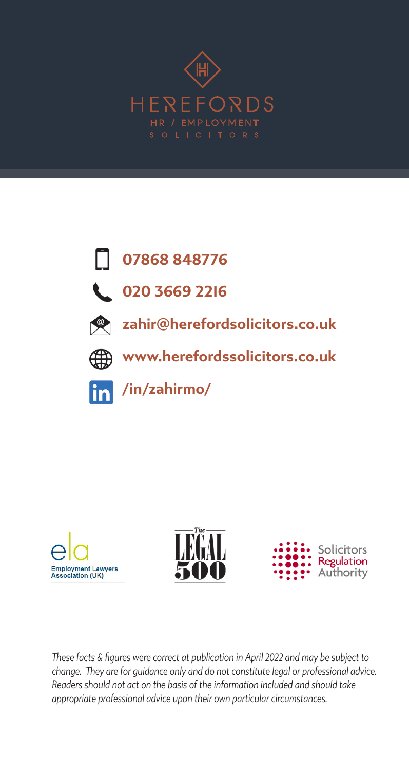HEREFORDS

HR / EMPLOYMENT

SOLICITORS

**07868 848776**

**020 3669 2216**

**zahir@herefordsolicitors.co.uk**

**www.herefordssolicitors.co.uk**

**/in/zahirmo/**

Employment Lawyers Association (UK)

The LEGAL 500

Solicitors Regulation Authority

*These facts & figures were correct at publication in April 2022 and may be subject to change. They are for guidance only and do not constitute legal or professional advice. Readers should not act on the basis of the information included and should take appropriate professional advice upon their own particular circumstances.*